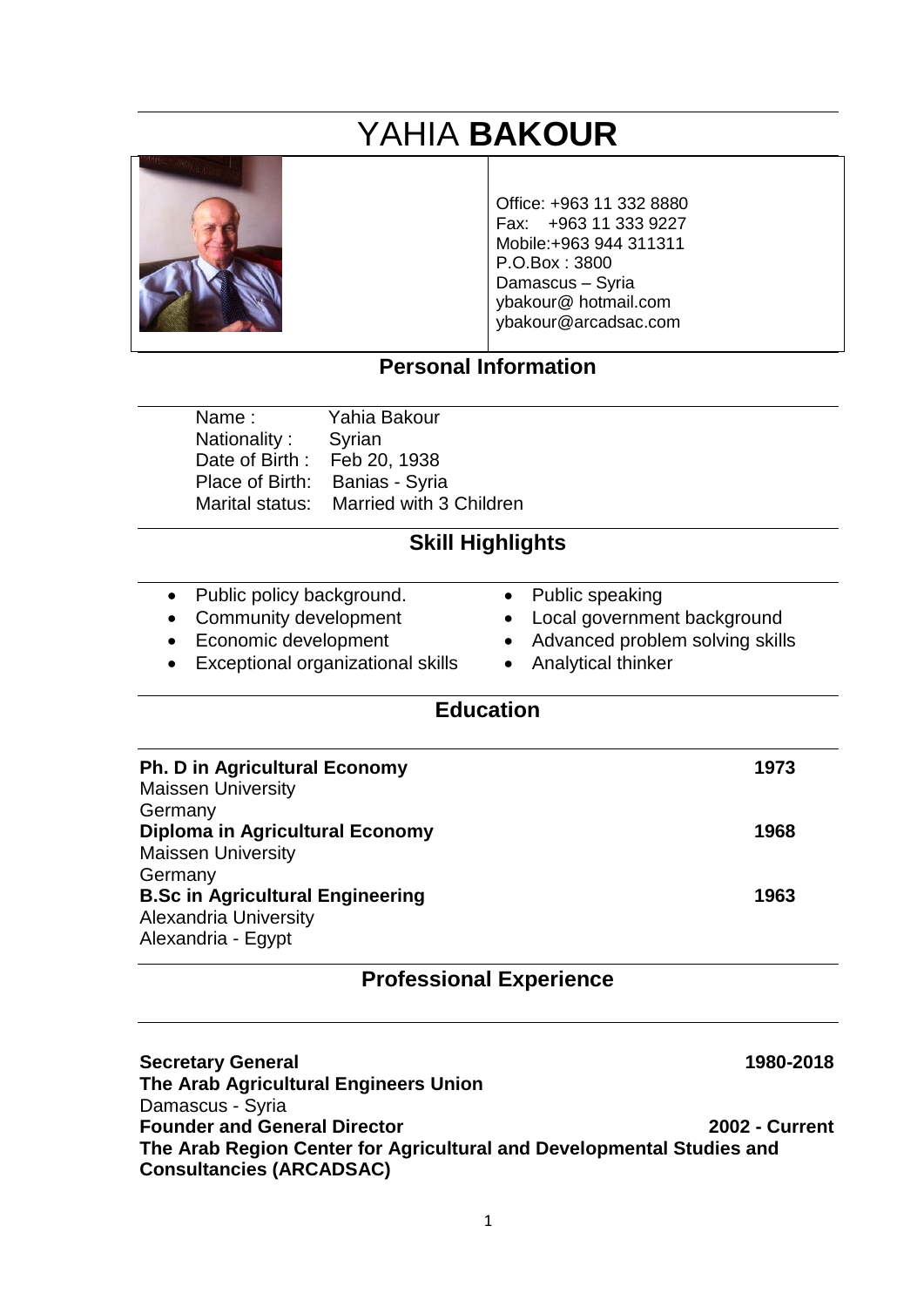# YAHIA **BAKOUR**

Office: +963 11 332 8880
Fax: +963 11 333 9227
Mobile:+963 944 311311
P.O.Box : 3800
Damascus – Syria
ybakour@ hotmail.com
ybakour@arcadsac.com

## Personal Information

Name : Yahia Bakour
Nationality : Syrian
Date of Birth : Feb 20, 1938
Place of Birth: Banias - Syria
Marital status: Married with 3 Children

## Skill Highlights

- Public policy background.
- Community development
- Economic development
- Exceptional organizational skills
- Public speaking
- Local government background
- Advanced problem solving skills
- Analytical thinker

## Education

**Ph. D in Agricultural Economy** **1973**
Maissen University
Germany

**Diploma in Agricultural Economy** **1968**
Maissen University
Germany

**B.Sc in Agricultural Engineering** **1963**
Alexandria University
Alexandria - Egypt

## Professional Experience

**Secretary General** **1980-2018**
**The Arab Agricultural Engineers Union**
Damascus - Syria

**Founder and General Director** **2002 - Current**
**The Arab Region Center for Agricultural and Developmental Studies and Consultancies (ARCADSAC)**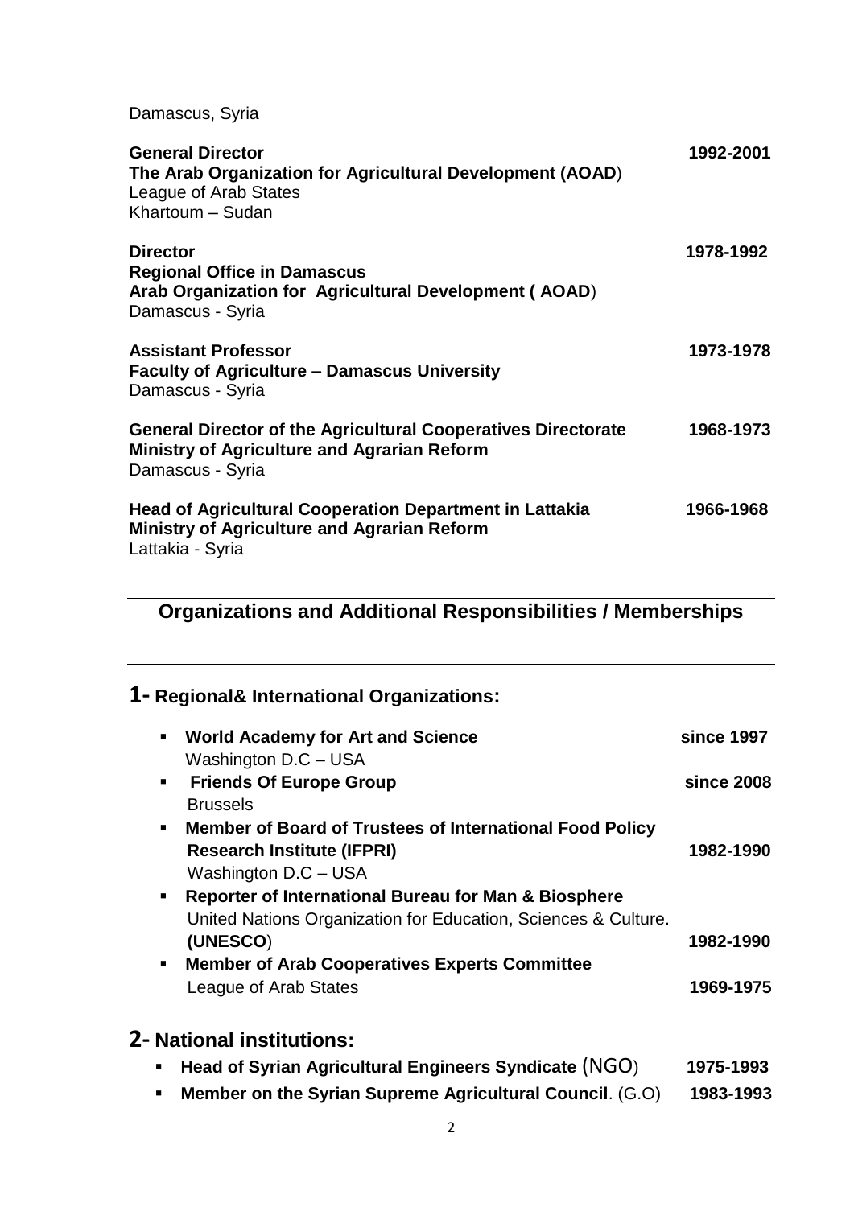Damascus, Syria

**General Director** **1992-2001**
**The Arab Organization for Agricultural Development (AOAD**)
League of Arab States
Khartoum – Sudan

**Director** **1978-1992**
**Regional Office in Damascus**
**Arab Organization for Agricultural Development ( AOAD**)
Damascus - Syria

**Assistant Professor** **1973-1978**
**Faculty of Agriculture – Damascus University**
Damascus - Syria

**General Director of the Agricultural Cooperatives Directorate** **1968-1973**
**Ministry of Agriculture and Agrarian Reform**
Damascus - Syria

**Head of Agricultural Cooperation Department in Lattakia** **1966-1968**
**Ministry of Agriculture and Agrarian Reform**
Lattakia - Syria

## Organizations and Additional Responsibilities / Memberships

### 1- Regional& International Organizations:

- **World Academy for Art and Science** **since 1997**
  Washington D.C – USA
- **Friends Of Europe Group** **since 2008**
  Brussels
- **Member of Board of Trustees of International Food Policy Research Institute (IFPRI)** **1982-1990**
  Washington D.C – USA
- **Reporter of International Bureau for Man & Biosphere**
  United Nations Organization for Education, Sciences & Culture. **(UNESCO**) **1982-1990**
- **Member of Arab Cooperatives Experts Committee**
  League of Arab States **1969-1975**

### 2- National institutions:

- **Head of Syrian Agricultural Engineers Syndicate** (NGO) **1975-1993**
- **Member on the Syrian Supreme Agricultural Council**. (G.O) **1983-1993**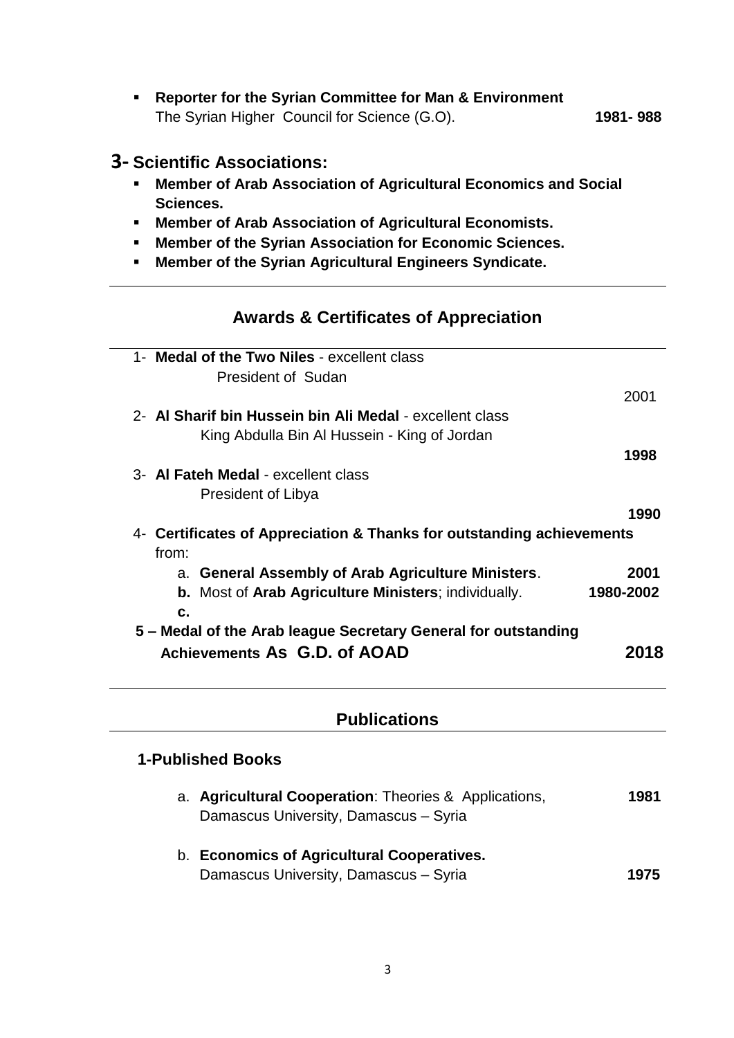- **Reporter for the Syrian Committee for Man & Environment**
  The Syrian Higher Council for Science (G.O). **1981- 988**

## 3- Scientific Associations:

- **Member of Arab Association of Agricultural Economics and Social Sciences.**
- **Member of Arab Association of Agricultural Economists.**
- **Member of the Syrian Association for Economic Sciences.**
- **Member of the Syrian Agricultural Engineers Syndicate.**

---

## Awards & Certificates of Appreciation

---

1- **Medal of the Two Niles** - excellent class
   President of Sudan
   2001

2- **Al Sharif bin Hussein bin Ali Medal** - excellent class
   King Abdulla Bin Al Hussein - King of Jordan
   **1998**

3- **Al Fateh Medal** - excellent class
   President of Libya
   **1990**

4- **Certificates of Appreciation & Thanks for outstanding achievements** from:
   a. **General Assembly of Arab Agriculture Ministers**. **2001**
   **b.** Most of **Arab Agriculture Ministers**; individually. **1980-2002**
   **c.**

**5 – Medal of the Arab league Secretary General for outstanding Achievements As G.D. of AOAD** **2018**

---

## Publications

---

### 1-Published Books

a. **Agricultural Cooperation**: Theories & Applications, **1981**
   Damascus University, Damascus – Syria

b. **Economics of Agricultural Cooperatives.**
   Damascus University, Damascus – Syria **1975**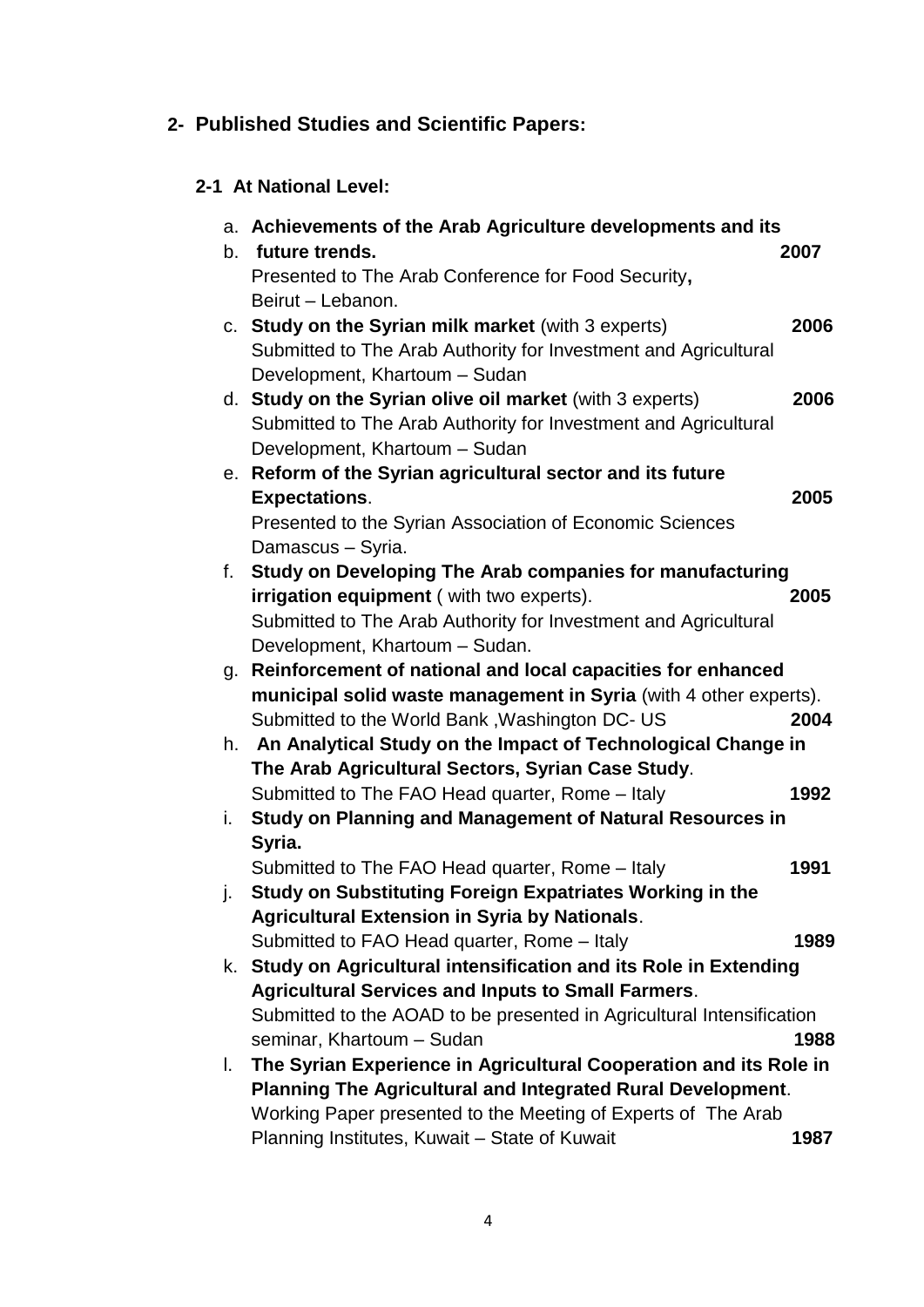## 2- Published Studies and Scientific Papers:

### 2-1 At National Level:

a. **Achievements of the Arab Agriculture developments and its**
b. **future trends.** **2007**
   Presented to The Arab Conference for Food Security**,**
   Beirut – Lebanon.
c. **Study on the Syrian milk market** (with 3 experts) **2006**
   Submitted to The Arab Authority for Investment and Agricultural Development, Khartoum – Sudan
d. **Study on the Syrian olive oil market** (with 3 experts) **2006**
   Submitted to The Arab Authority for Investment and Agricultural Development, Khartoum – Sudan
e. **Reform of the Syrian agricultural sector and its future Expectations**. **2005**
   Presented to the Syrian Association of Economic Sciences
   Damascus – Syria.
f. **Study on Developing The Arab companies for manufacturing irrigation equipment** ( with two experts). **2005**
   Submitted to The Arab Authority for Investment and Agricultural Development, Khartoum – Sudan.
g. **Reinforcement of national and local capacities for enhanced municipal solid waste management in Syria** (with 4 other experts).
   Submitted to the World Bank ,Washington DC- US **2004**
h. **An Analytical Study on the Impact of Technological Change in The Arab Agricultural Sectors, Syrian Case Study**.
   Submitted to The FAO Head quarter, Rome – Italy **1992**
i. **Study on Planning and Management of Natural Resources in Syria.**
   Submitted to The FAO Head quarter, Rome – Italy **1991**
j. **Study on Substituting Foreign Expatriates Working in the Agricultural Extension in Syria by Nationals**.
   Submitted to FAO Head quarter, Rome – Italy **1989**
k. **Study on Agricultural intensification and its Role in Extending Agricultural Services and Inputs to Small Farmers**.
   Submitted to the AOAD to be presented in Agricultural Intensification seminar, Khartoum – Sudan **1988**
l. **The Syrian Experience in Agricultural Cooperation and its Role in Planning The Agricultural and Integrated Rural Development**.
   Working Paper presented to the Meeting of Experts of The Arab Planning Institutes, Kuwait – State of Kuwait **1987**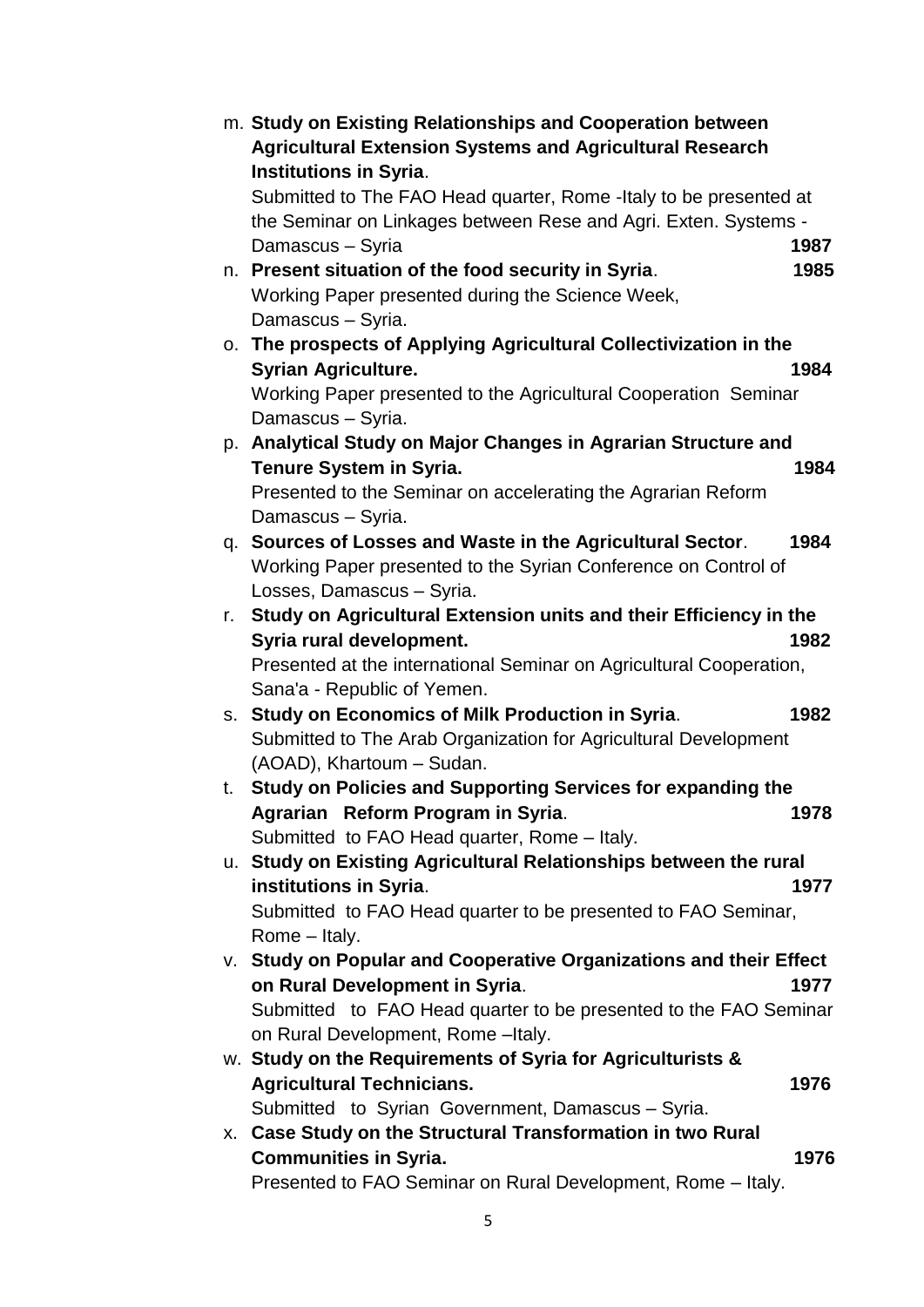m. **Study on Existing Relationships and Cooperation between Agricultural Extension Systems and Agricultural Research Institutions in Syria**.
Submitted to The FAO Head quarter, Rome -Italy to be presented at the Seminar on Linkages between Rese and Agri. Exten. Systems - Damascus – Syria **1987**

n. **Present situation of the food security in Syria**. **1985**
Working Paper presented during the Science Week, Damascus – Syria.

o. **The prospects of Applying Agricultural Collectivization in the Syrian Agriculture.** **1984**
Working Paper presented to the Agricultural Cooperation Seminar Damascus – Syria.

p. **Analytical Study on Major Changes in Agrarian Structure and Tenure System in Syria.** **1984**
Presented to the Seminar on accelerating the Agrarian Reform Damascus – Syria.

q. **Sources of Losses and Waste in the Agricultural Sector**. **1984**
Working Paper presented to the Syrian Conference on Control of Losses, Damascus – Syria.

r. **Study on Agricultural Extension units and their Efficiency in the Syria rural development.** **1982**
Presented at the international Seminar on Agricultural Cooperation, Sana'a - Republic of Yemen.

s. **Study on Economics of Milk Production in Syria**. **1982**
Submitted to The Arab Organization for Agricultural Development (AOAD), Khartoum – Sudan.

t. **Study on Policies and Supporting Services for expanding the Agrarian Reform Program in Syria**. **1978**
Submitted to FAO Head quarter, Rome – Italy.

u. **Study on Existing Agricultural Relationships between the rural institutions in Syria**. **1977**
Submitted to FAO Head quarter to be presented to FAO Seminar, Rome – Italy.

v. **Study on Popular and Cooperative Organizations and their Effect on Rural Development in Syria**. **1977**
Submitted to FAO Head quarter to be presented to the FAO Seminar on Rural Development, Rome –Italy.

w. **Study on the Requirements of Syria for Agriculturists & Agricultural Technicians.** **1976**
Submitted to Syrian Government, Damascus – Syria.

x. **Case Study on the Structural Transformation in two Rural Communities in Syria.** **1976**
Presented to FAO Seminar on Rural Development, Rome – Italy.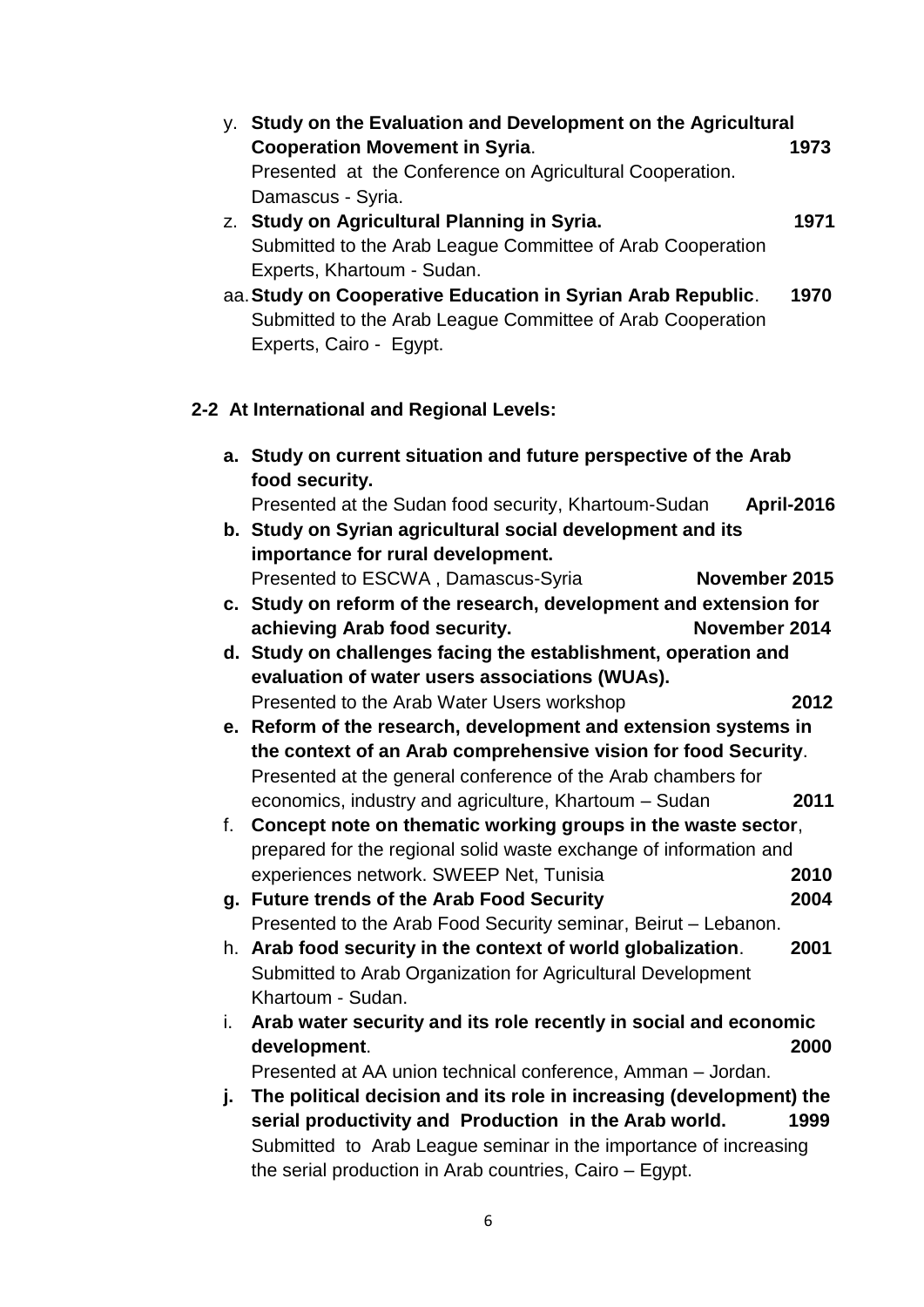y. **Study on the Evaluation and Development on the Agricultural Cooperation Movement in Syria**. **1973**
   Presented at the Conference on Agricultural Cooperation. Damascus - Syria.

z. **Study on Agricultural Planning in Syria.** **1971**
   Submitted to the Arab League Committee of Arab Cooperation Experts, Khartoum - Sudan.

aa. **Study on Cooperative Education in Syrian Arab Republic**. **1970**
   Submitted to the Arab League Committee of Arab Cooperation Experts, Cairo - Egypt.

## 2-2 At International and Regional Levels:

**a. Study on current situation and future perspective of the Arab food security.**
   Presented at the Sudan food security, Khartoum-Sudan **April-2016**

**b. Study on Syrian agricultural social development and its importance for rural development.**
   Presented to ESCWA , Damascus-Syria **November 2015**

**c. Study on reform of the research, development and extension for achieving Arab food security.** **November 2014**

**d. Study on challenges facing the establishment, operation and evaluation of water users associations (WUAs).**
   Presented to the Arab Water Users workshop **2012**

**e. Reform of the research, development and extension systems in the context of an Arab comprehensive vision for food Security**.
   Presented at the general conference of the Arab chambers for economics, industry and agriculture, Khartoum – Sudan **2011**

f. **Concept note on thematic working groups in the waste sector**, prepared for the regional solid waste exchange of information and experiences network. SWEEP Net, Tunisia **2010**

**g. Future trends of the Arab Food Security** **2004**
   Presented to the Arab Food Security seminar, Beirut – Lebanon.

h. **Arab food security in the context of world globalization**. **2001**
   Submitted to Arab Organization for Agricultural Development Khartoum - Sudan.

i. **Arab water security and its role recently in social and economic development**. **2000**
   Presented at AA union technical conference, Amman – Jordan.

**j. The political decision and its role in increasing (development) the serial productivity and Production in the Arab world.** **1999**
   Submitted to Arab League seminar in the importance of increasing the serial production in Arab countries, Cairo – Egypt.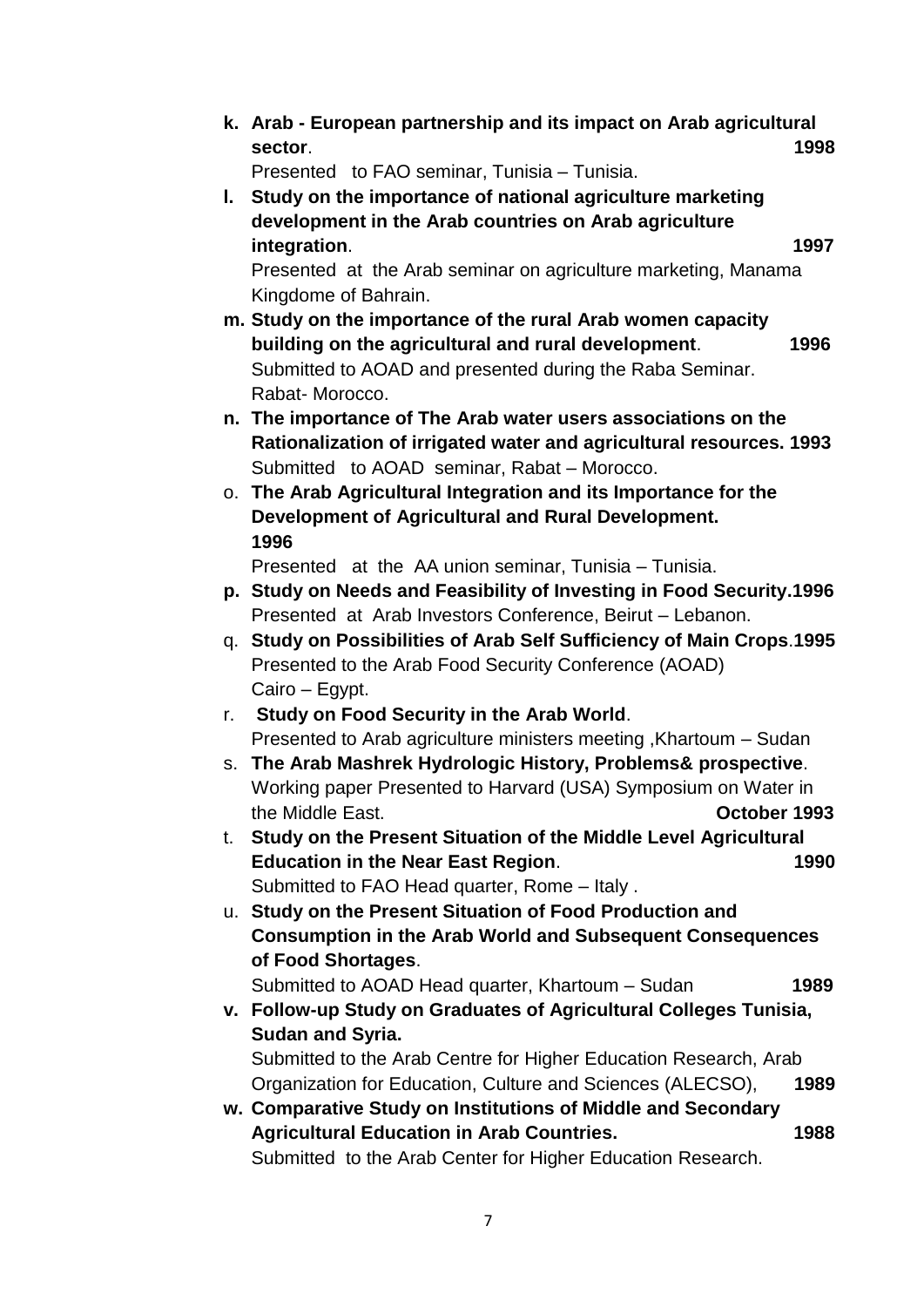k. **Arab - European partnership and its impact on Arab agricultural sector**. **1998**
   Presented to FAO seminar, Tunisia – Tunisia.
l. **Study on the importance of national agriculture marketing development in the Arab countries on Arab agriculture integration**. **1997**
   Presented at the Arab seminar on agriculture marketing, Manama Kingdome of Bahrain.
m. **Study on the importance of the rural Arab women capacity building on the agricultural and rural development**. **1996**
   Submitted to AOAD and presented during the Raba Seminar. Rabat- Morocco.
n. **The importance of The Arab water users associations on the Rationalization of irrigated water and agricultural resources. 1993**
   Submitted to AOAD seminar, Rabat – Morocco.
o. **The Arab Agricultural Integration and its Importance for the Development of Agricultural and Rural Development. 1996**
   Presented at the AA union seminar, Tunisia – Tunisia.
p. **Study on Needs and Feasibility of Investing in Food Security.1996**
   Presented at Arab Investors Conference, Beirut – Lebanon.
q. **Study on Possibilities of Arab Self Sufficiency of Main Crops**.**1995**
   Presented to the Arab Food Security Conference (AOAD) Cairo – Egypt.
r. **Study on Food Security in the Arab World**.
   Presented to Arab agriculture ministers meeting ,Khartoum – Sudan
s. **The Arab Mashrek Hydrologic History, Problems& prospective**.
   Working paper Presented to Harvard (USA) Symposium on Water in the Middle East. **October 1993**
t. **Study on the Present Situation of the Middle Level Agricultural Education in the Near East Region**. **1990**
   Submitted to FAO Head quarter, Rome – Italy .
u. **Study on the Present Situation of Food Production and Consumption in the Arab World and Subsequent Consequences of Food Shortages**.
   Submitted to AOAD Head quarter, Khartoum – Sudan **1989**
v. **Follow-up Study on Graduates of Agricultural Colleges Tunisia, Sudan and Syria.**
   Submitted to the Arab Centre for Higher Education Research, Arab Organization for Education, Culture and Sciences (ALECSO), **1989**
w. **Comparative Study on Institutions of Middle and Secondary Agricultural Education in Arab Countries.** **1988**
   Submitted to the Arab Center for Higher Education Research.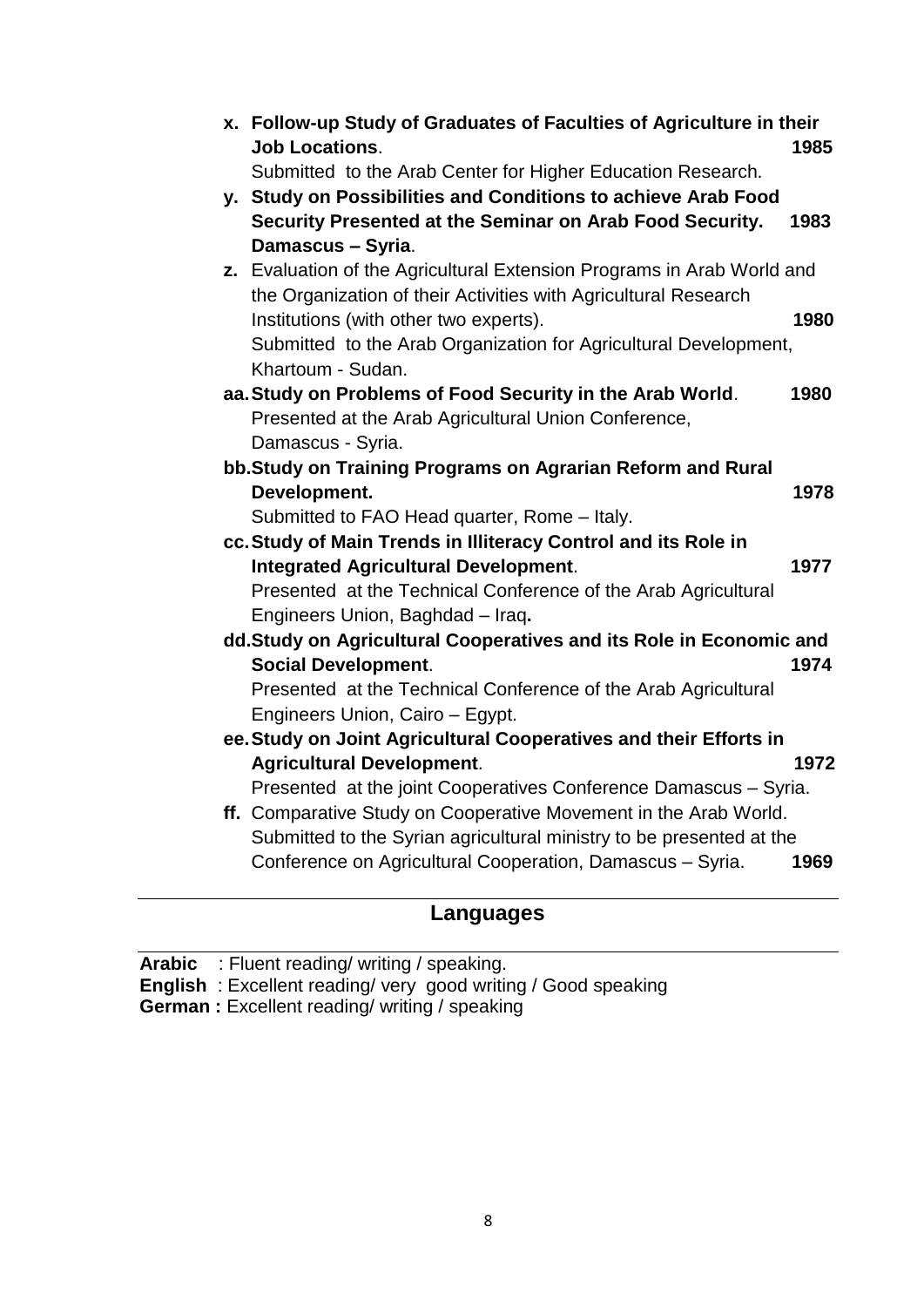x. **Follow-up Study of Graduates of Faculties of Agriculture in their Job Locations**. **1985**
   Submitted to the Arab Center for Higher Education Research.

y. **Study on Possibilities and Conditions to achieve Arab Food Security Presented at the Seminar on Arab Food Security. Damascus – Syria**. **1983**

z. Evaluation of the Agricultural Extension Programs in Arab World and the Organization of their Activities with Agricultural Research Institutions (with other two experts). **1980**
   Submitted to the Arab Organization for Agricultural Development, Khartoum - Sudan.

aa. **Study on Problems of Food Security in the Arab World**. **1980**
   Presented at the Arab Agricultural Union Conference, Damascus - Syria.

bb. **Study on Training Programs on Agrarian Reform and Rural Development.** **1978**
   Submitted to FAO Head quarter, Rome – Italy.

cc. **Study of Main Trends in Illiteracy Control and its Role in Integrated Agricultural Development**. **1977**
   Presented at the Technical Conference of the Arab Agricultural Engineers Union, Baghdad – Iraq**.**

dd. **Study on Agricultural Cooperatives and its Role in Economic and Social Development**. **1974**
   Presented at the Technical Conference of the Arab Agricultural Engineers Union, Cairo – Egypt.

ee. **Study on Joint Agricultural Cooperatives and their Efforts in Agricultural Development**. **1972**
   Presented at the joint Cooperatives Conference Damascus – Syria.

ff. Comparative Study on Cooperative Movement in the Arab World. Submitted to the Syrian agricultural ministry to be presented at the Conference on Agricultural Cooperation, Damascus – Syria. **1969**

## Languages

**Arabic** : Fluent reading/ writing / speaking.
**English** : Excellent reading/ very good writing / Good speaking
**German :** Excellent reading/ writing / speaking